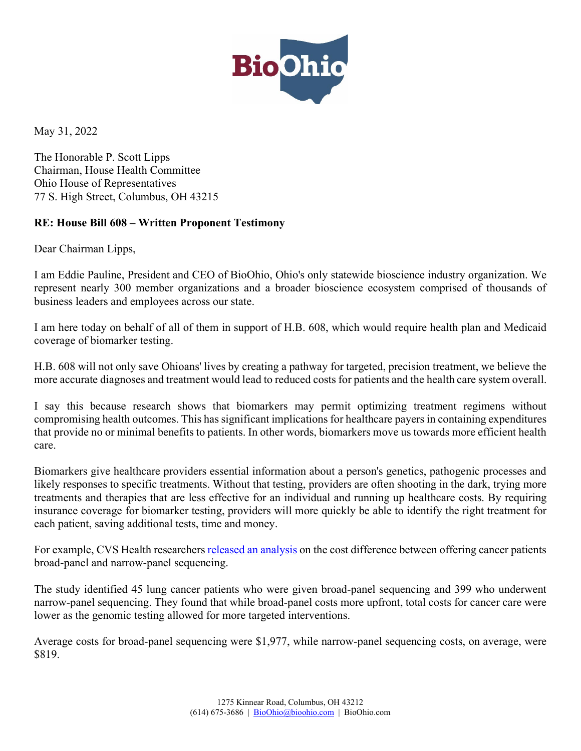May 31, 2022

The Honorable P. Scott Lipps
Chairman, House Health Committee
Ohio House of Representatives
77 S. High Street, Columbus, OH 43215

**RE: House Bill 608 – Written Proponent Testimony**

Dear Chairman Lipps,

I am Eddie Pauline, President and CEO of BioOhio, Ohio's only statewide bioscience industry organization. We represent nearly 300 member organizations and a broader bioscience ecosystem comprised of thousands of business leaders and employees across our state.

I am here today on behalf of all of them in support of H.B. 608, which would require health plan and Medicaid coverage of biomarker testing.

H.B. 608 will not only save Ohioans' lives by creating a pathway for targeted, precision treatment, we believe the more accurate diagnoses and treatment would lead to reduced costs for patients and the health care system overall.

I say this because research shows that biomarkers may permit optimizing treatment regimens without compromising health outcomes. This has significant implications for healthcare payers in containing expenditures that provide no or minimal benefits to patients. In other words, biomarkers move us towards more efficient health care.

Biomarkers give healthcare providers essential information about a person's genetics, pathogenic processes and likely responses to specific treatments. Without that testing, providers are often shooting in the dark, trying more treatments and therapies that are less effective for an individual and running up healthcare costs. By requiring insurance coverage for biomarker testing, providers will more quickly be able to identify the right treatment for each patient, saving additional tests, time and money.

For example, CVS Health researchers released an analysis on the cost difference between offering cancer patients broad-panel and narrow-panel sequencing.

The study identified 45 lung cancer patients who were given broad-panel sequencing and 399 who underwent narrow-panel sequencing. They found that while broad-panel costs more upfront, total costs for cancer care were lower as the genomic testing allowed for more targeted interventions.

Average costs for broad-panel sequencing were $1,977, while narrow-panel sequencing costs, on average, were $819.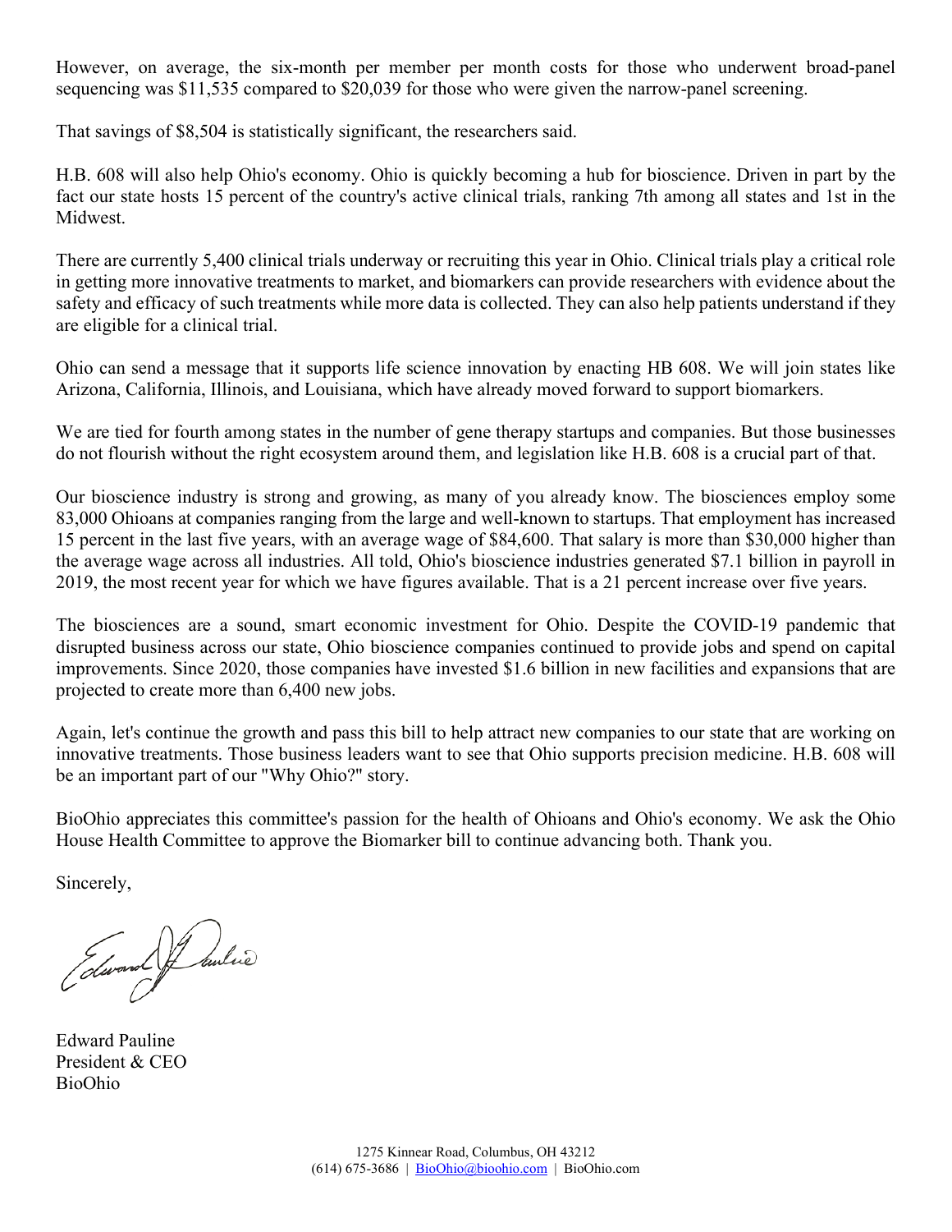However, on average, the six-month per member per month costs for those who underwent broad-panel sequencing was $11,535 compared to $20,039 for those who were given the narrow-panel screening.

That savings of $8,504 is statistically significant, the researchers said.

H.B. 608 will also help Ohio's economy. Ohio is quickly becoming a hub for bioscience. Driven in part by the fact our state hosts 15 percent of the country's active clinical trials, ranking 7th among all states and 1st in the Midwest.

There are currently 5,400 clinical trials underway or recruiting this year in Ohio. Clinical trials play a critical role in getting more innovative treatments to market, and biomarkers can provide researchers with evidence about the safety and efficacy of such treatments while more data is collected. They can also help patients understand if they are eligible for a clinical trial.

Ohio can send a message that it supports life science innovation by enacting HB 608. We will join states like Arizona, California, Illinois, and Louisiana, which have already moved forward to support biomarkers.

We are tied for fourth among states in the number of gene therapy startups and companies. But those businesses do not flourish without the right ecosystem around them, and legislation like H.B. 608 is a crucial part of that.

Our bioscience industry is strong and growing, as many of you already know. The biosciences employ some 83,000 Ohioans at companies ranging from the large and well-known to startups. That employment has increased 15 percent in the last five years, with an average wage of $84,600. That salary is more than $30,000 higher than the average wage across all industries. All told, Ohio's bioscience industries generated $7.1 billion in payroll in 2019, the most recent year for which we have figures available. That is a 21 percent increase over five years.

The biosciences are a sound, smart economic investment for Ohio. Despite the COVID-19 pandemic that disrupted business across our state, Ohio bioscience companies continued to provide jobs and spend on capital improvements. Since 2020, those companies have invested $1.6 billion in new facilities and expansions that are projected to create more than 6,400 new jobs.

Again, let's continue the growth and pass this bill to help attract new companies to our state that are working on innovative treatments. Those business leaders want to see that Ohio supports precision medicine. H.B. 608 will be an important part of our "Why Ohio?" story.

BioOhio appreciates this committee's passion for the health of Ohioans and Ohio's economy. We ask the Ohio House Health Committee to approve the Biomarker bill to continue advancing both. Thank you.

Sincerely,

Edward Pauline
President & CEO
BioOhio

1275 Kinnear Road, Columbus, OH 43212
(614) 675-3686 | BioOhio@bioohio.com | BioOhio.com